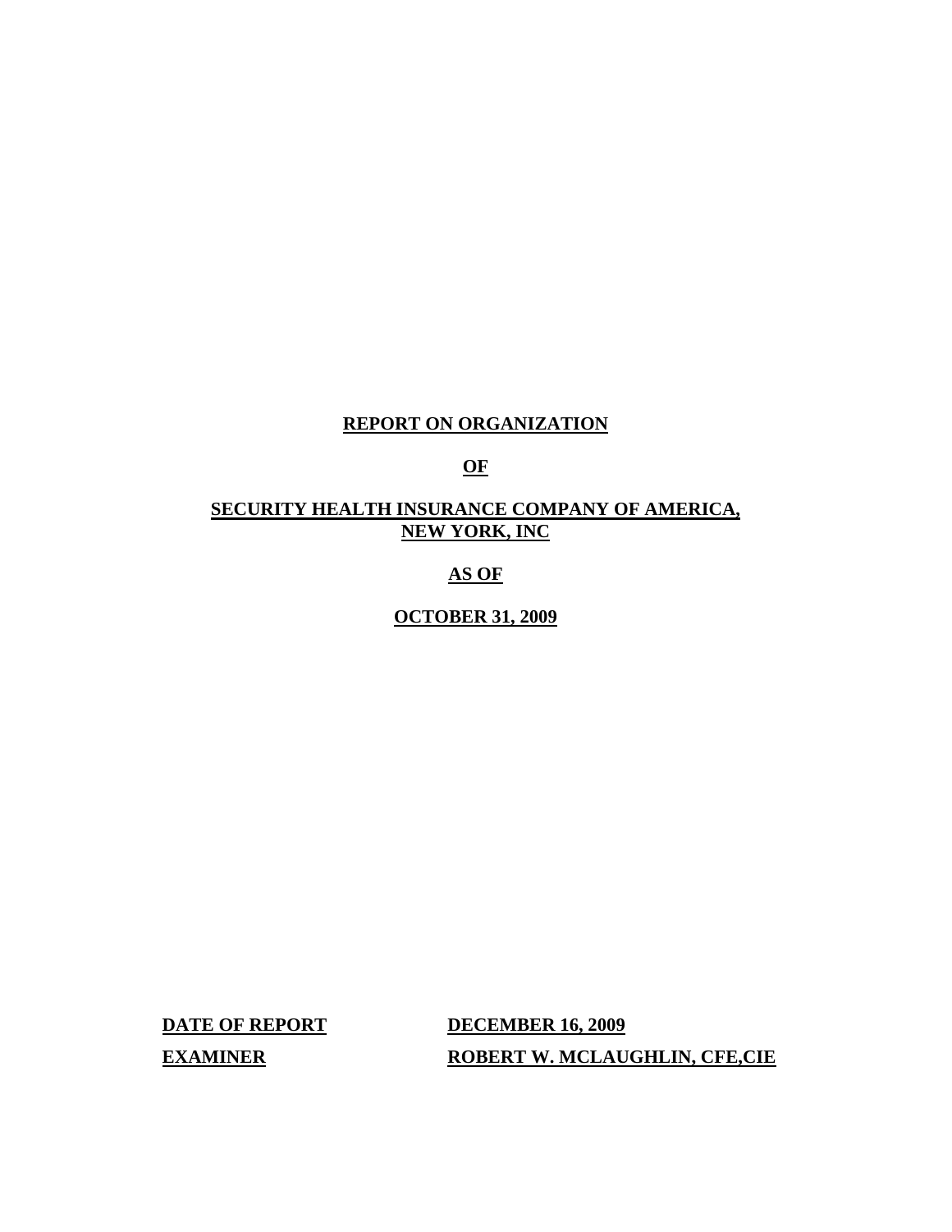# REPORT ON ORGANIZATION

# OF

# SECURITY HEALTH INSURANCE COMPANY OF AMERICA, NEW YORK, INC

# AS OF

# OCTOBER 31, 2009

**DATE OF REPORT** **DECEMBER 16, 2009**

**EXAMINER** **ROBERT W. MCLAUGHLIN, CFE,CIE**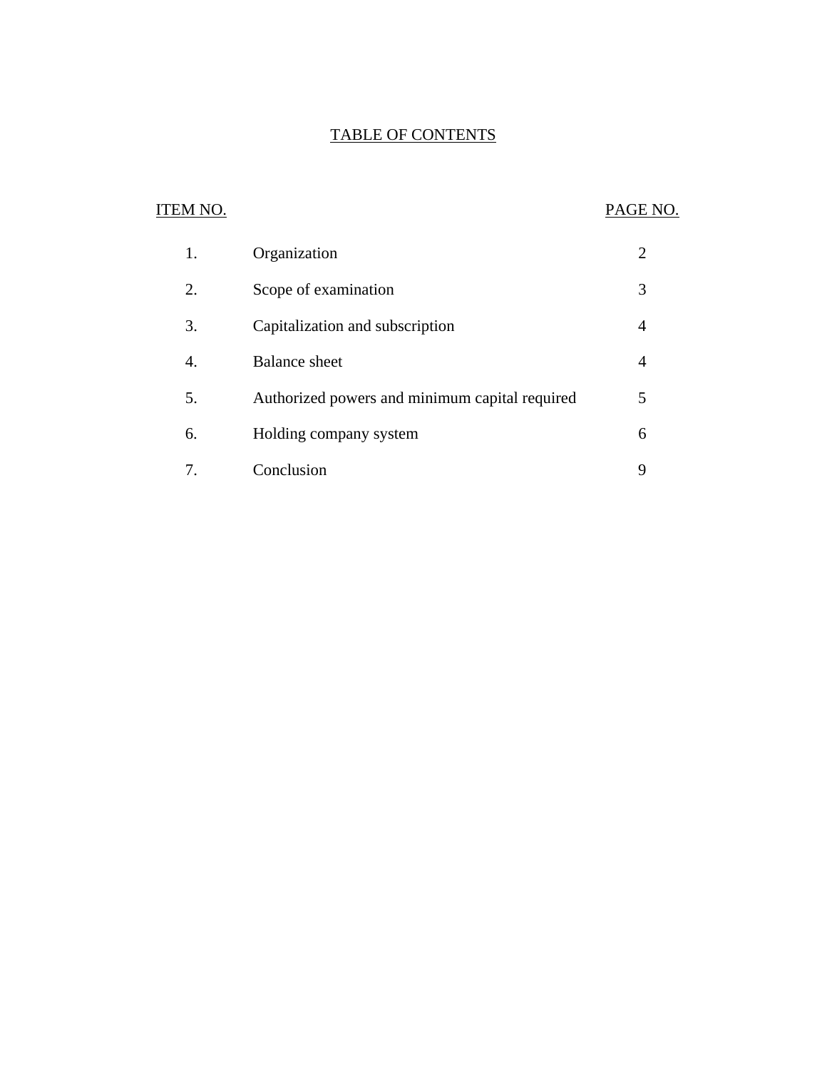## TABLE OF CONTENTS

| ITEM NO. | | PAGE NO. |
|---|---|---|
| 1. | Organization | 2 |
| 2. | Scope of examination | 3 |
| 3. | Capitalization and subscription | 4 |
| 4. | Balance sheet | 4 |
| 5. | Authorized powers and minimum capital required | 5 |
| 6. | Holding company system | 6 |
| 7. | Conclusion | 9 |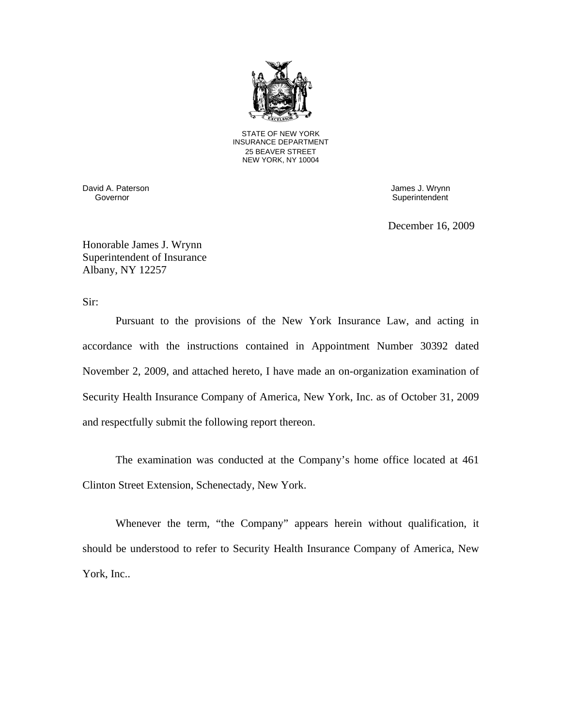STATE OF NEW YORK
INSURANCE DEPARTMENT
25 BEAVER STREET
NEW YORK, NY 10004

David A. Paterson
Governor

James J. Wrynn
Superintendent

December 16, 2009

Honorable James J. Wrynn
Superintendent of Insurance
Albany, NY 12257

Sir:

Pursuant to the provisions of the New York Insurance Law, and acting in accordance with the instructions contained in Appointment Number 30392 dated November 2, 2009, and attached hereto, I have made an on-organization examination of Security Health Insurance Company of America, New York, Inc. as of October 31, 2009 and respectfully submit the following report thereon.

The examination was conducted at the Company's home office located at 461 Clinton Street Extension, Schenectady, New York.

Whenever the term, "the Company" appears herein without qualification, it should be understood to refer to Security Health Insurance Company of America, New York, Inc..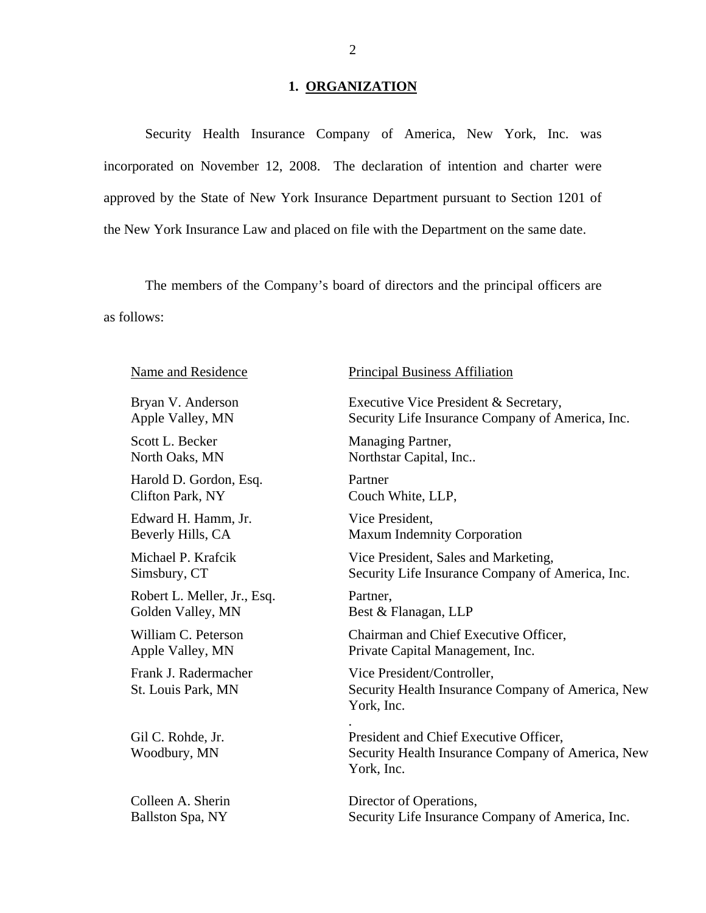## 1. ORGANIZATION

Security Health Insurance Company of America, New York, Inc. was incorporated on November 12, 2008. The declaration of intention and charter were approved by the State of New York Insurance Department pursuant to Section 1201 of the New York Insurance Law and placed on file with the Department on the same date.

The members of the Company's board of directors and the principal officers are as follows:

| Name and Residence | Principal Business Affiliation |
|---|---|
| Bryan V. Anderson<br>Apple Valley, MN | Executive Vice President & Secretary,<br>Security Life Insurance Company of America, Inc. |
| Scott L. Becker<br>North Oaks, MN | Managing Partner,<br>Northstar Capital, Inc.. |
| Harold D. Gordon, Esq.<br>Clifton Park, NY | Partner<br>Couch White, LLP, |
| Edward H. Hamm, Jr.<br>Beverly Hills, CA | Vice President,<br>Maxum Indemnity Corporation |
| Michael P. Krafcik<br>Simsbury, CT | Vice President, Sales and Marketing,<br>Security Life Insurance Company of America, Inc. |
| Robert L. Meller, Jr., Esq.<br>Golden Valley, MN | Partner,<br>Best & Flanagan, LLP |
| William C. Peterson<br>Apple Valley, MN | Chairman and Chief Executive Officer,<br>Private Capital Management, Inc. |
| Frank J. Radermacher<br>St. Louis Park, MN | Vice President/Controller,<br>Security Health Insurance Company of America, New York, Inc. |
| Gil C. Rohde, Jr.<br>Woodbury, MN | President and Chief Executive Officer,<br>Security Health Insurance Company of America, New York, Inc. |
| Colleen A. Sherin<br>Ballston Spa, NY | Director of Operations,<br>Security Life Insurance Company of America, Inc. |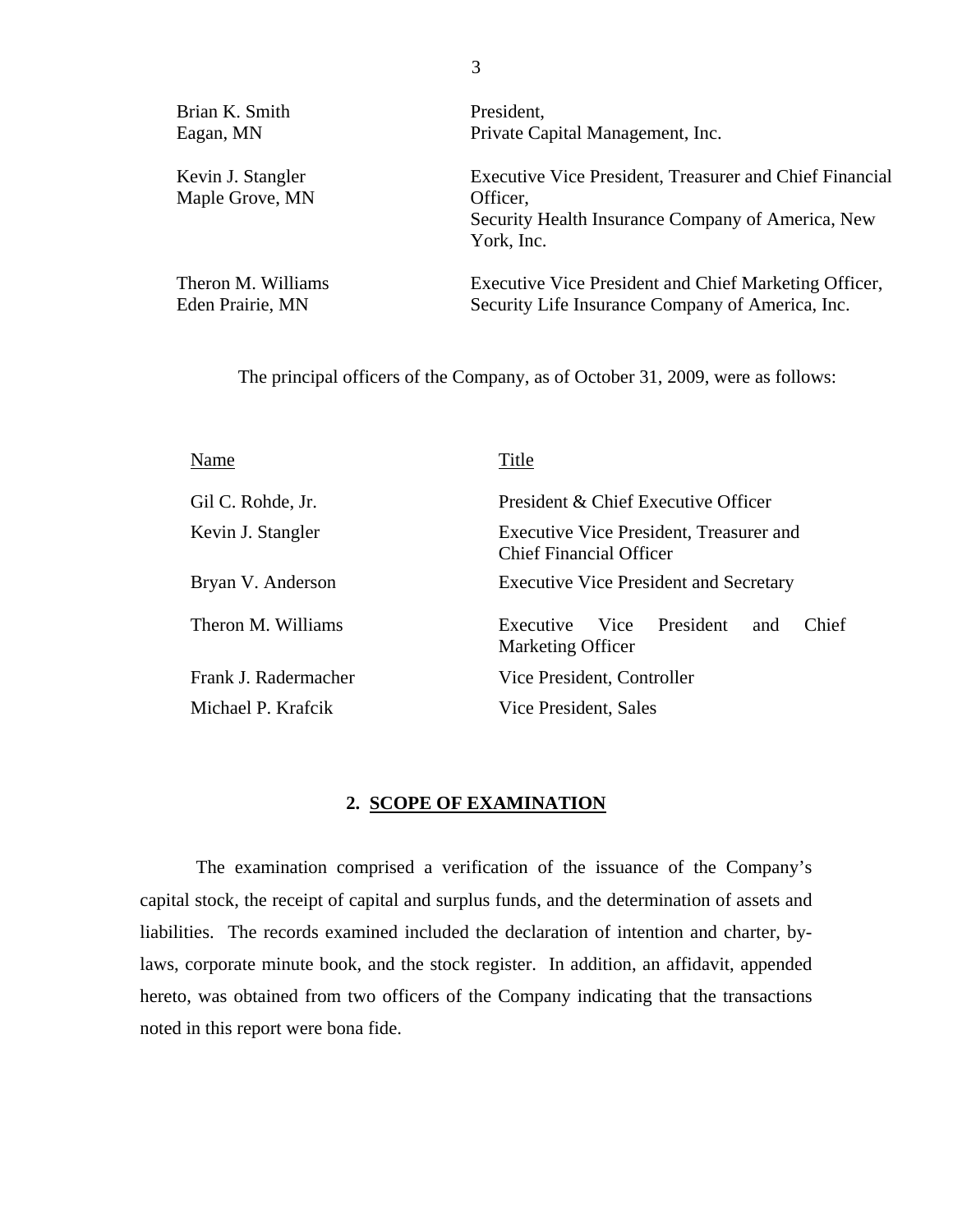| | |
|---|---|
| Brian K. Smith<br>Eagan, MN | President,<br>Private Capital Management, Inc. |
| Kevin J. Stangler<br>Maple Grove, MN | Executive Vice President, Treasurer and Chief Financial Officer,<br>Security Health Insurance Company of America, New York, Inc. |
| Theron M. Williams<br>Eden Prairie, MN | Executive Vice President and Chief Marketing Officer,<br>Security Life Insurance Company of America, Inc. |

The principal officers of the Company, as of October 31, 2009, were as follows:

| Name | Title |
|---|---|
| Gil C. Rohde, Jr. | President & Chief Executive Officer |
| Kevin J. Stangler | Executive Vice President, Treasurer and Chief Financial Officer |
| Bryan V. Anderson | Executive Vice President and Secretary |
| Theron M. Williams | Executive Vice President and Chief Marketing Officer |
| Frank J. Radermacher | Vice President, Controller |
| Michael P. Krafcik | Vice President, Sales |

## 2. SCOPE OF EXAMINATION

The examination comprised a verification of the issuance of the Company's capital stock, the receipt of capital and surplus funds, and the determination of assets and liabilities. The records examined included the declaration of intention and charter, by-laws, corporate minute book, and the stock register. In addition, an affidavit, appended hereto, was obtained from two officers of the Company indicating that the transactions noted in this report were bona fide.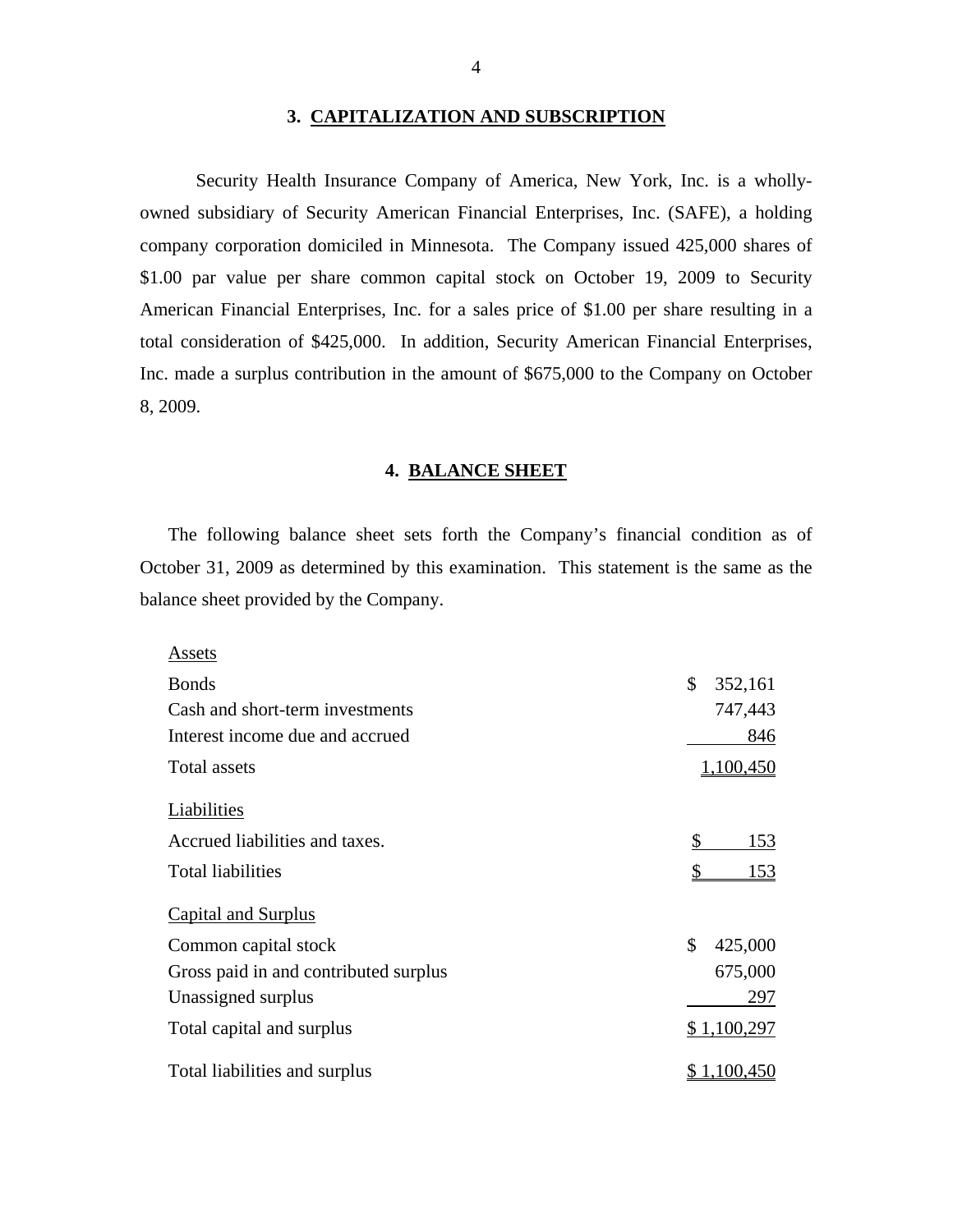## 3. CAPITALIZATION AND SUBSCRIPTION

Security Health Insurance Company of America, New York, Inc. is a wholly-owned subsidiary of Security American Financial Enterprises, Inc. (SAFE), a holding company corporation domiciled in Minnesota. The Company issued 425,000 shares of $1.00 par value per share common capital stock on October 19, 2009 to Security American Financial Enterprises, Inc. for a sales price of $1.00 per share resulting in a total consideration of $425,000. In addition, Security American Financial Enterprises, Inc. made a surplus contribution in the amount of $675,000 to the Company on October 8, 2009.

## 4. BALANCE SHEET

The following balance sheet sets forth the Company's financial condition as of October 31, 2009 as determined by this examination. This statement is the same as the balance sheet provided by the Company.

| | |
|---|---|
| Assets | |
| Bonds | $ 352,161 |
| Cash and short-term investments | 747,443 |
| Interest income due and accrued | 846 |
| Total assets | 1,100,450 |
| Liabilities | |
| Accrued liabilities and taxes. | $ 153 |
| Total liabilities | $ 153 |
| Capital and Surplus | |
| Common capital stock | $ 425,000 |
| Gross paid in and contributed surplus | 675,000 |
| Unassigned surplus | 297 |
| Total capital and surplus | $ 1,100,297 |
| Total liabilities and surplus | $ 1,100,450 |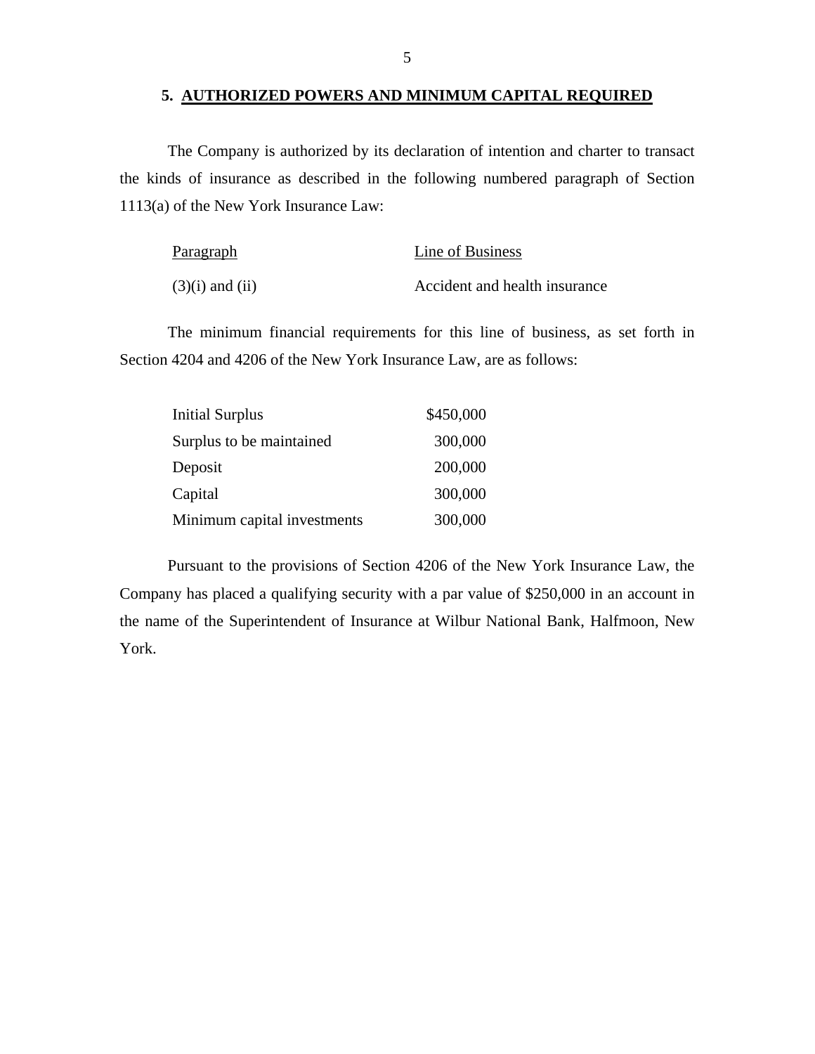## 5. AUTHORIZED POWERS AND MINIMUM CAPITAL REQUIRED

The Company is authorized by its declaration of intention and charter to transact the kinds of insurance as described in the following numbered paragraph of Section 1113(a) of the New York Insurance Law:

| Paragraph | Line of Business |
|---|---|
| (3)(i) and (ii) | Accident and health insurance |

The minimum financial requirements for this line of business, as set forth in Section 4204 and 4206 of the New York Insurance Law, are as follows:

| | |
|---|---|
| Initial Surplus | $450,000 |
| Surplus to be maintained | 300,000 |
| Deposit | 200,000 |
| Capital | 300,000 |
| Minimum capital investments | 300,000 |

Pursuant to the provisions of Section 4206 of the New York Insurance Law, the Company has placed a qualifying security with a par value of $250,000 in an account in the name of the Superintendent of Insurance at Wilbur National Bank, Halfmoon, New York.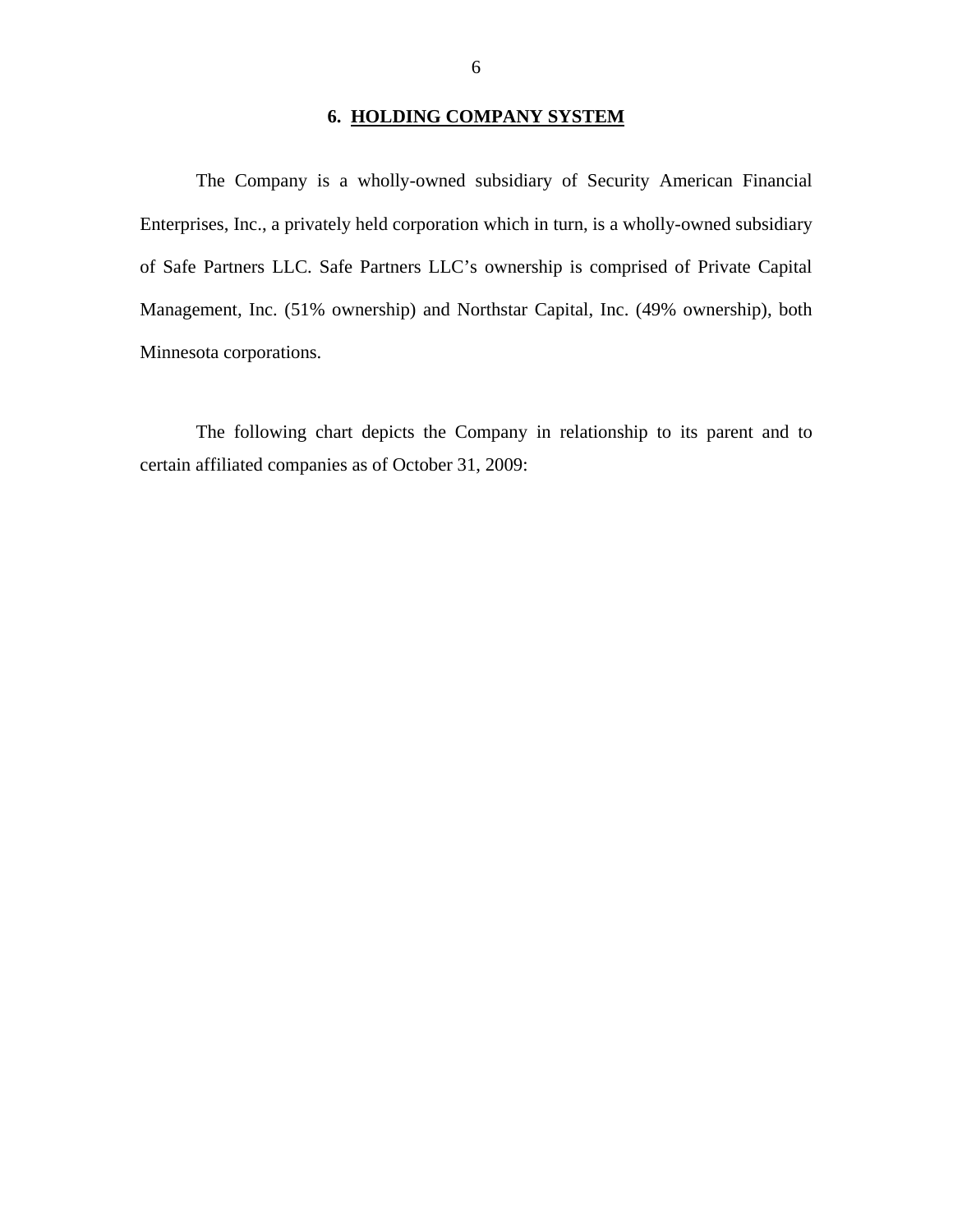## 6. HOLDING COMPANY SYSTEM

The Company is a wholly-owned subsidiary of Security American Financial Enterprises, Inc., a privately held corporation which in turn, is a wholly-owned subsidiary of Safe Partners LLC. Safe Partners LLC's ownership is comprised of Private Capital Management, Inc. (51% ownership) and Northstar Capital, Inc. (49% ownership), both Minnesota corporations.

The following chart depicts the Company in relationship to its parent and to certain affiliated companies as of October 31, 2009: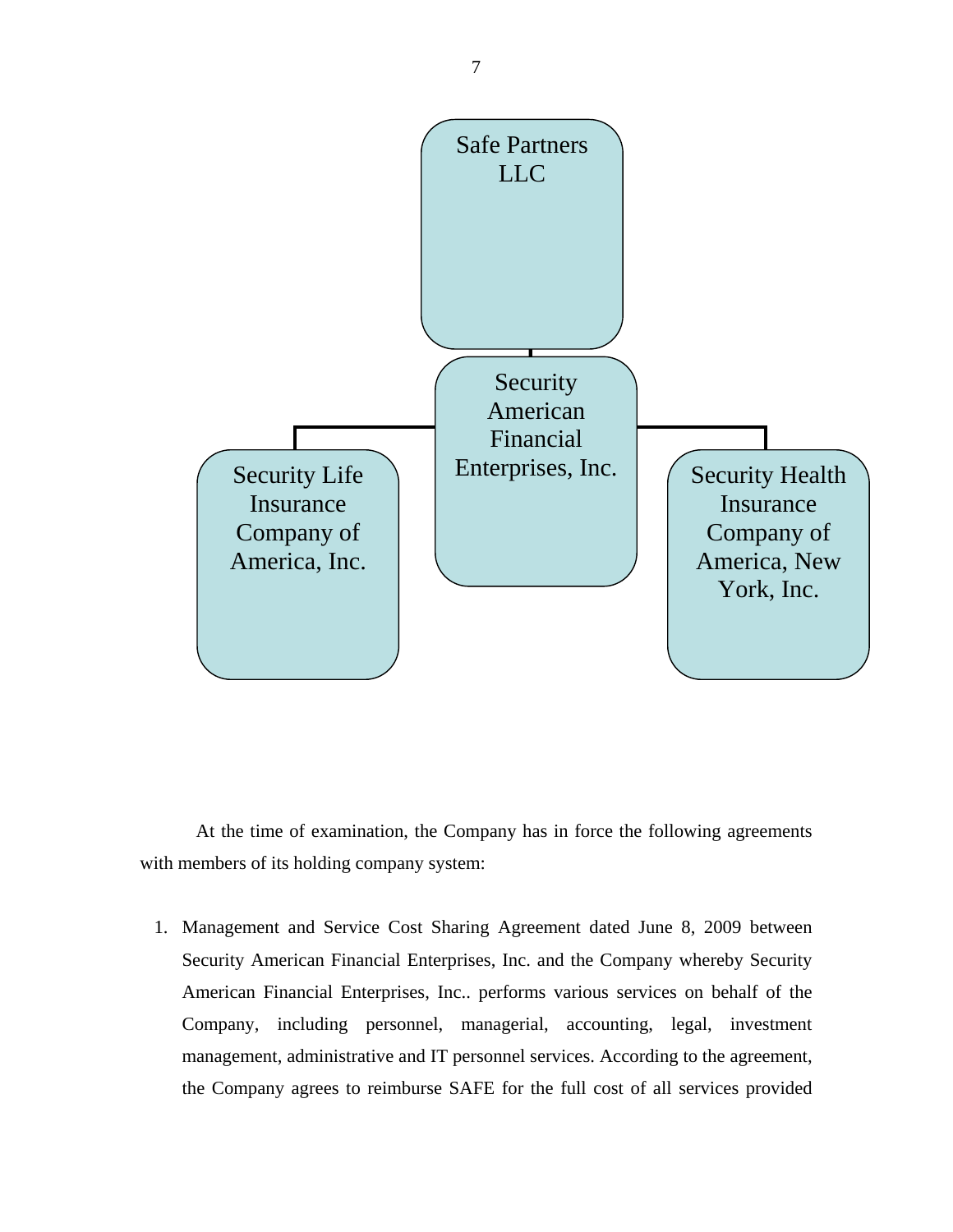Safe Partners LLC

Security American Financial Enterprises, Inc.

Security Life Insurance Company of America, Inc.

Security Health Insurance Company of America, New York, Inc.

At the time of examination, the Company has in force the following agreements with members of its holding company system:

1. Management and Service Cost Sharing Agreement dated June 8, 2009 between Security American Financial Enterprises, Inc. and the Company whereby Security American Financial Enterprises, Inc.. performs various services on behalf of the Company, including personnel, managerial, accounting, legal, investment management, administrative and IT personnel services. According to the agreement, the Company agrees to reimburse SAFE for the full cost of all services provided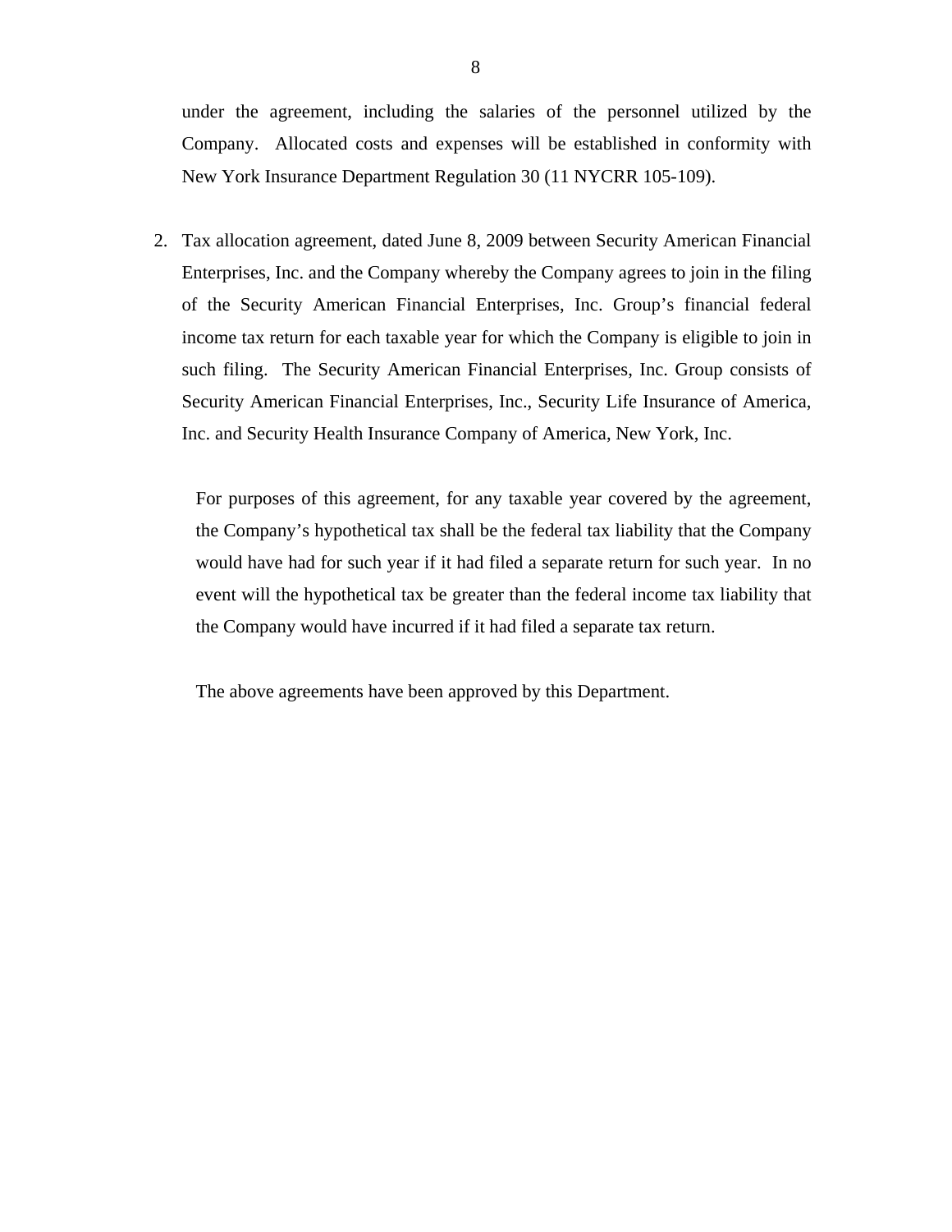under the agreement, including the salaries of the personnel utilized by the Company. Allocated costs and expenses will be established in conformity with New York Insurance Department Regulation 30 (11 NYCRR 105-109).

2. Tax allocation agreement, dated June 8, 2009 between Security American Financial Enterprises, Inc. and the Company whereby the Company agrees to join in the filing of the Security American Financial Enterprises, Inc. Group's financial federal income tax return for each taxable year for which the Company is eligible to join in such filing. The Security American Financial Enterprises, Inc. Group consists of Security American Financial Enterprises, Inc., Security Life Insurance of America, Inc. and Security Health Insurance Company of America, New York, Inc.

   For purposes of this agreement, for any taxable year covered by the agreement, the Company's hypothetical tax shall be the federal tax liability that the Company would have had for such year if it had filed a separate return for such year. In no event will the hypothetical tax be greater than the federal income tax liability that the Company would have incurred if it had filed a separate tax return.

   The above agreements have been approved by this Department.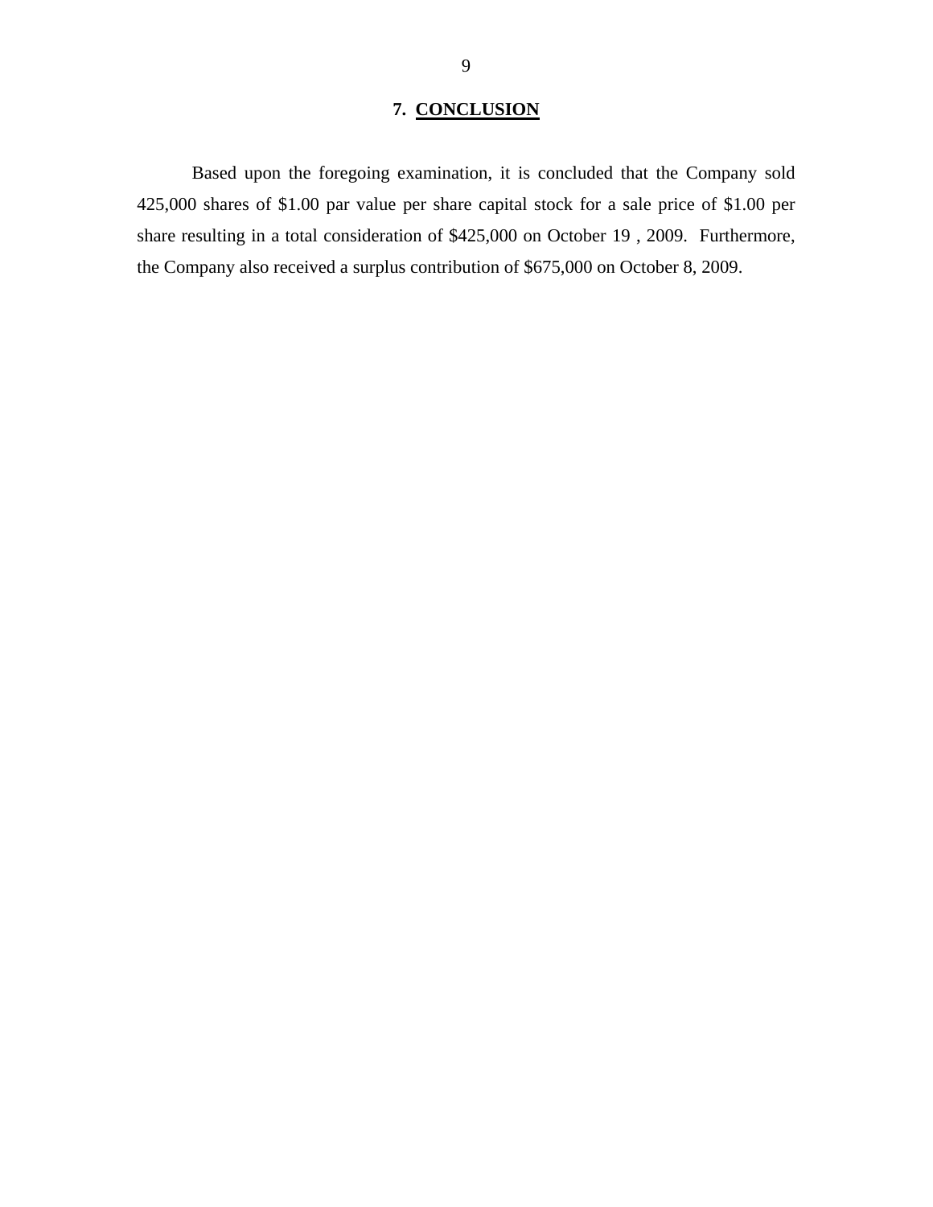## 7. CONCLUSION

Based upon the foregoing examination, it is concluded that the Company sold 425,000 shares of $1.00 par value per share capital stock for a sale price of $1.00 per share resulting in a total consideration of $425,000 on October 19 , 2009. Furthermore, the Company also received a surplus contribution of $675,000 on October 8, 2009.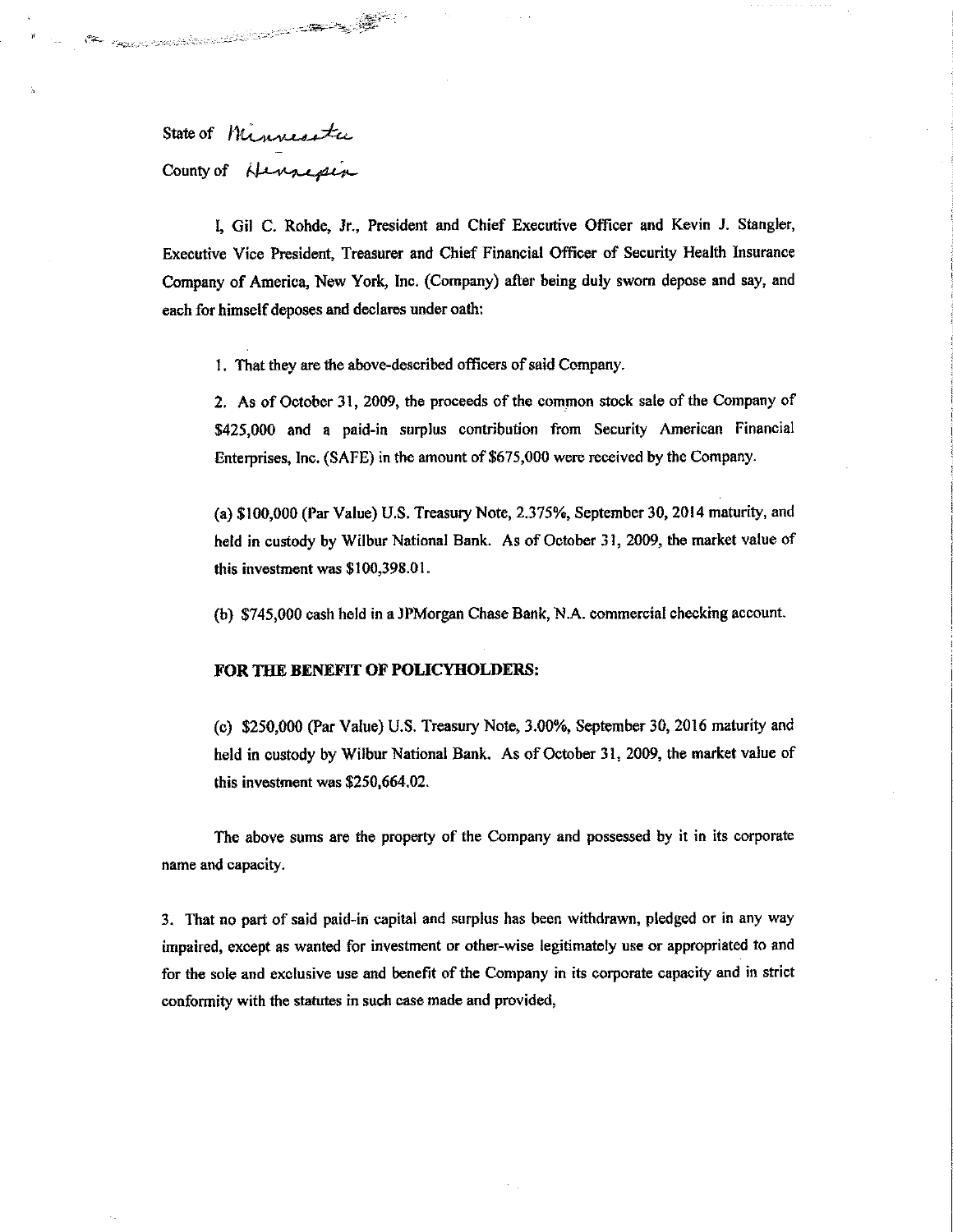State of Minnesota

County of Hennepin

I, Gil C. Rohde, Jr., President and Chief Executive Officer and Kevin J. Stangler, Executive Vice President, Treasurer and Chief Financial Officer of Security Health Insurance Company of America, New York, Inc. (Company) after being duly sworn depose and say, and each for himself deposes and declares under oath:

1. That they are the above-described officers of said Company.

2. As of October 31, 2009, the proceeds of the common stock sale of the Company of $425,000 and a paid-in surplus contribution from Security American Financial Enterprises, Inc. (SAFE) in the amount of $675,000 were received by the Company.

(a) $100,000 (Par Value) U.S. Treasury Note, 2.375%, September 30, 2014 maturity, and held in custody by Wilbur National Bank. As of October 31, 2009, the market value of this investment was $100,398.01.

(b) $745,000 cash held in a JPMorgan Chase Bank, N.A. commercial checking account.

**FOR THE BENEFIT OF POLICYHOLDERS:**

(c) $250,000 (Par Value) U.S. Treasury Note, 3.00%, September 30, 2016 maturity and held in custody by Wilbur National Bank. As of October 31, 2009, the market value of this investment was $250,664.02.

The above sums are the property of the Company and possessed by it in its corporate name and capacity.

3. That no part of said paid-in capital and surplus has been withdrawn, pledged or in any way impaired, except as wanted for investment or other-wise legitimately use or appropriated to and for the sole and exclusive use and benefit of the Company in its corporate capacity and in strict conformity with the statutes in such case made and provided,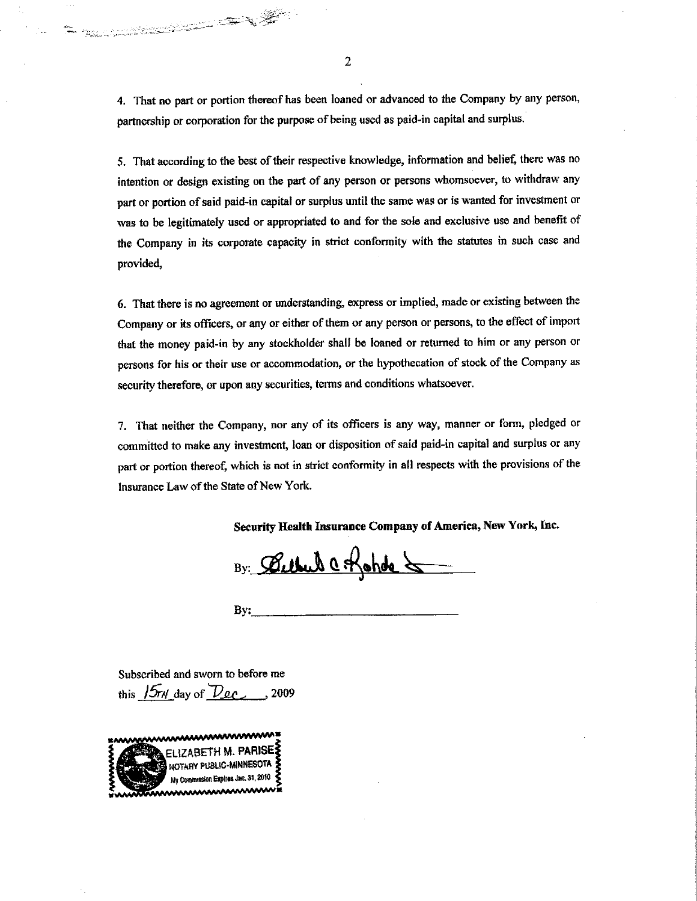4. That no part or portion thereof has been loaned or advanced to the Company by any person, partnership or corporation for the purpose of being used as paid-in capital and surplus.

5. That according to the best of their respective knowledge, information and belief, there was no intention or design existing on the part of any person or persons whomsoever, to withdraw any part or portion of said paid-in capital or surplus until the same was or is wanted for investment or was to be legitimately used or appropriated to and for the sole and exclusive use and benefit of the Company in its corporate capacity in strict conformity with the statutes in such case and provided,

6. That there is no agreement or understanding, express or implied, made or existing between the Company or its officers, or any or either of them or any person or persons, to the effect of import that the money paid-in by any stockholder shall be loaned or returned to him or any person or persons for his or their use or accommodation, or the hypothecation of stock of the Company as security therefore, or upon any securities, terms and conditions whatsoever.

7. That neither the Company, nor any of its officers is any way, manner or form, pledged or committed to make any investment, loan or disposition of said paid-in capital and surplus or any part or portion thereof, which is not in strict conformity in all respects with the provisions of the Insurance Law of the State of New York.

**Security Health Insurance Company of America, New York, Inc.**

By: Gilbert A. Rohde

By: ______________________________

Subscribed and sworn to before me
this 15TH day of Dec , 2009

ELIZABETH M. PARISE
NOTARY PUBLIC-MINNESOTA
My Commission Expires Jan. 31, 2010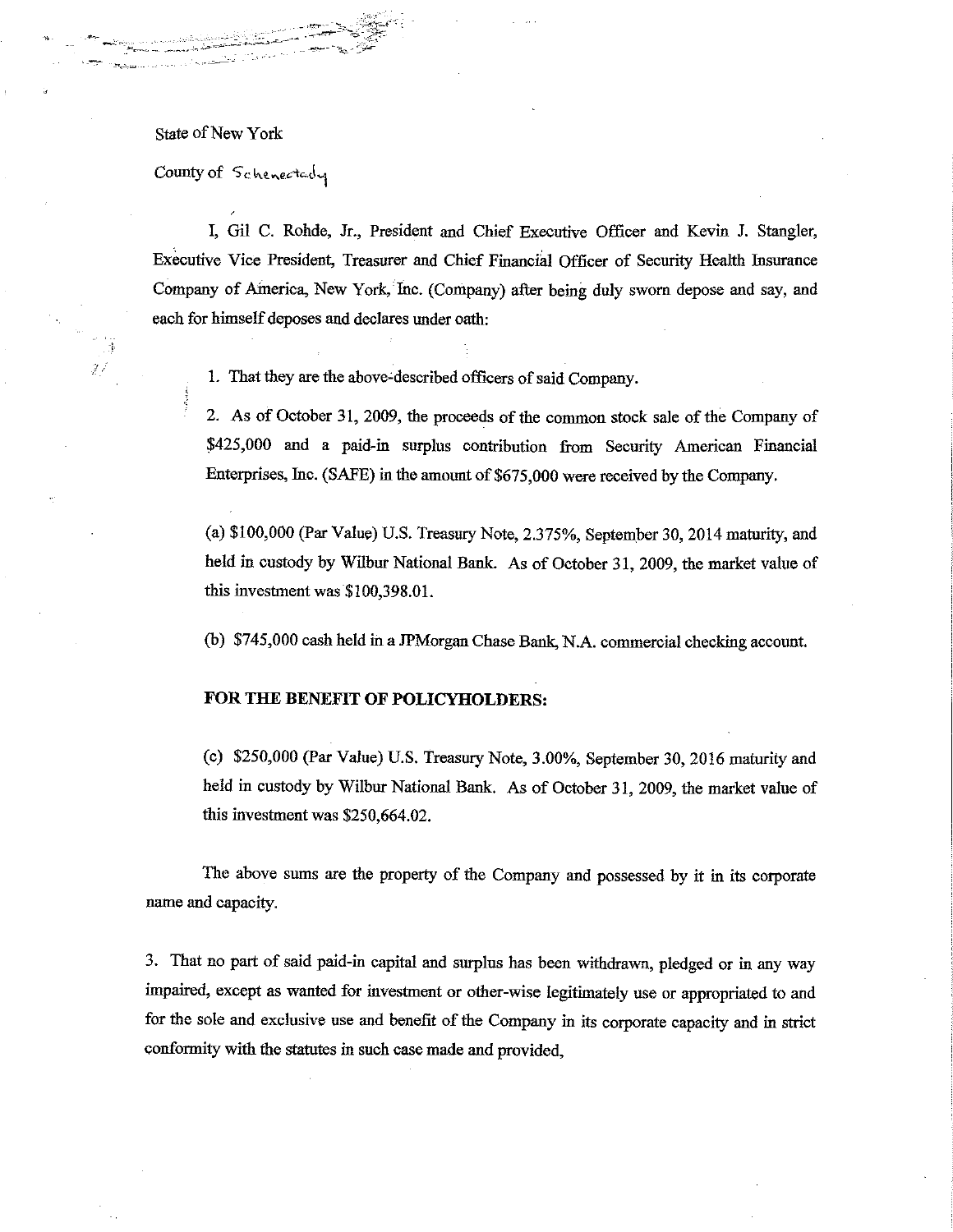State of New York

County of Schenectady

I, Gil C. Rohde, Jr., President and Chief Executive Officer and Kevin J. Stangler, Executive Vice President, Treasurer and Chief Financial Officer of Security Health Insurance Company of America, New York, Inc. (Company) after being duly sworn depose and say, and each for himself deposes and declares under oath:

1. That they are the above-described officers of said Company.

2. As of October 31, 2009, the proceeds of the common stock sale of the Company of $425,000 and a paid-in surplus contribution from Security American Financial Enterprises, Inc. (SAFE) in the amount of $675,000 were received by the Company.

(a) $100,000 (Par Value) U.S. Treasury Note, 2.375%, September 30, 2014 maturity, and held in custody by Wilbur National Bank. As of October 31, 2009, the market value of this investment was $100,398.01.

(b) $745,000 cash held in a JPMorgan Chase Bank, N.A. commercial checking account.

**FOR THE BENEFIT OF POLICYHOLDERS:**

(c) $250,000 (Par Value) U.S. Treasury Note, 3.00%, September 30, 2016 maturity and held in custody by Wilbur National Bank. As of October 31, 2009, the market value of this investment was $250,664.02.

The above sums are the property of the Company and possessed by it in its corporate name and capacity.

3. That no part of said paid-in capital and surplus has been withdrawn, pledged or in any way impaired, except as wanted for investment or other-wise legitimately use or appropriated to and for the sole and exclusive use and benefit of the Company in its corporate capacity and in strict conformity with the statutes in such case made and provided,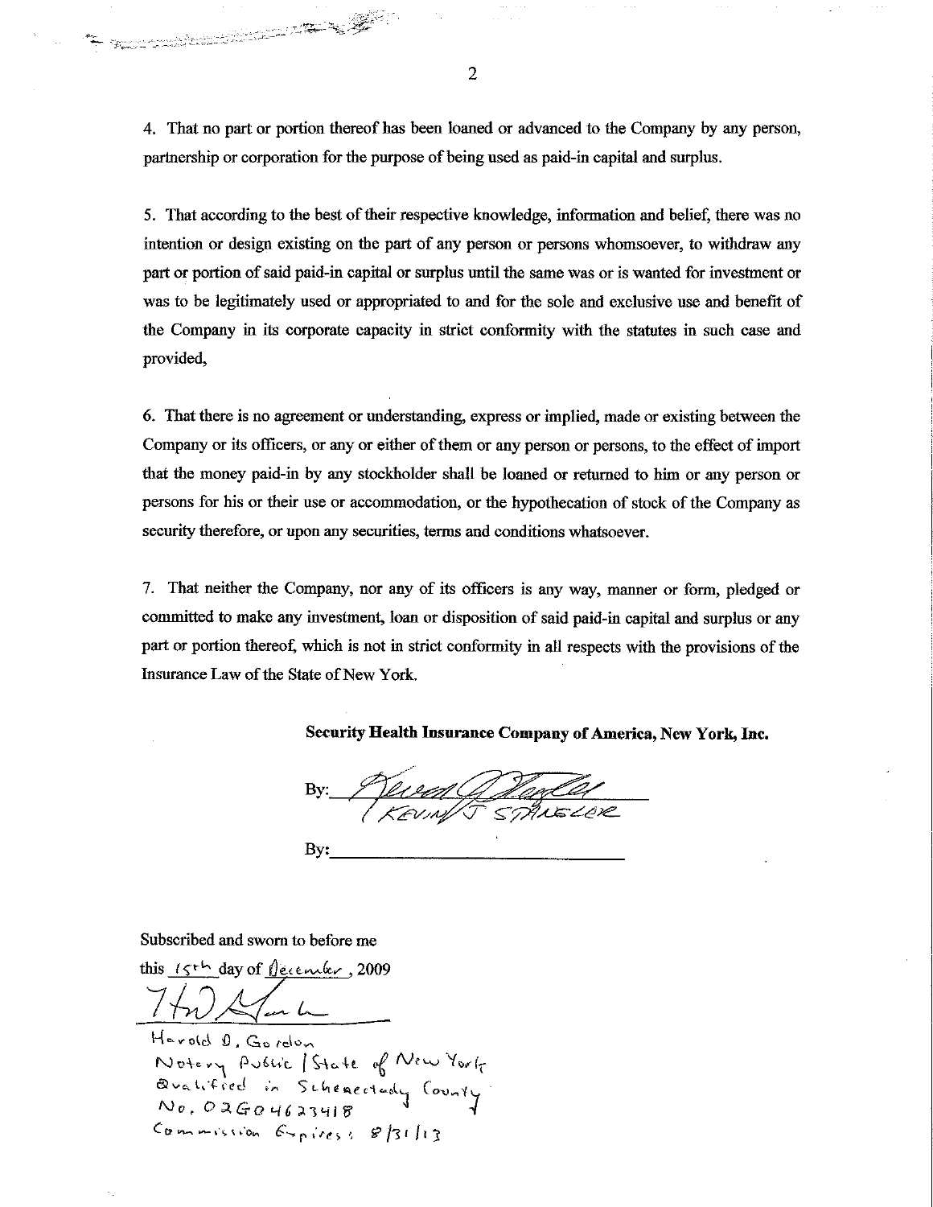4. That no part or portion thereof has been loaned or advanced to the Company by any person, partnership or corporation for the purpose of being used as paid-in capital and surplus.

5. That according to the best of their respective knowledge, information and belief, there was no intention or design existing on the part of any person or persons whomsoever, to withdraw any part or portion of said paid-in capital or surplus until the same was or is wanted for investment or was to be legitimately used or appropriated to and for the sole and exclusive use and benefit of the Company in its corporate capacity in strict conformity with the statutes in such case and provided,

6. That there is no agreement or understanding, express or implied, made or existing between the Company or its officers, or any or either of them or any person or persons, to the effect of import that the money paid-in by any stockholder shall be loaned or returned to him or any person or persons for his or their use or accommodation, or the hypothecation of stock of the Company as security therefore, or upon any securities, terms and conditions whatsoever.

7. That neither the Company, nor any of its officers is any way, manner or form, pledged or committed to make any investment, loan or disposition of said paid-in capital and surplus or any part or portion thereof, which is not in strict conformity in all respects with the provisions of the Insurance Law of the State of New York.

**Security Health Insurance Company of America, New York, Inc.**

By: ______________________
KEVIN J STAHLER

By: ______________________

Subscribed and sworn to before me

this 15th day of December, 2009

______________________

Harold D. Gordon
Notary Public / State of New York
Qualified in Schenectady County
No. 02GO4623418
Commission Expires: 8/31/13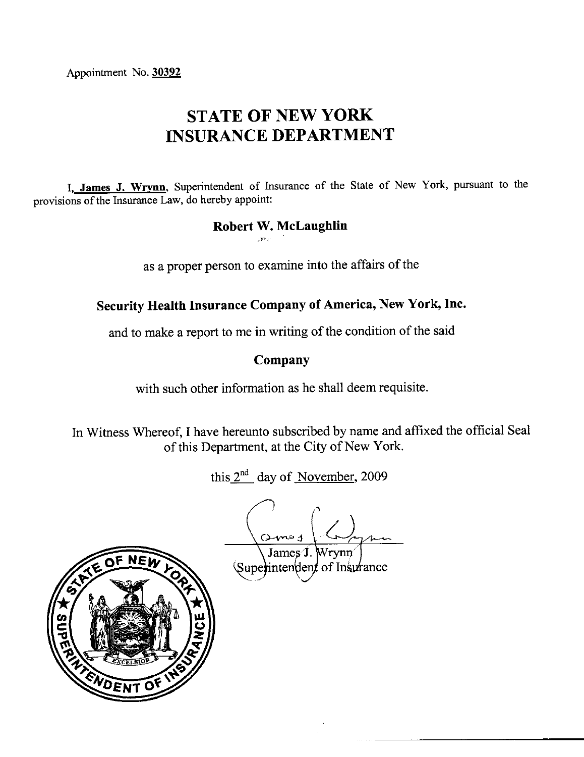Appointment No. **30392**

# STATE OF NEW YORK
# INSURANCE DEPARTMENT

I, **James J. Wrynn**, Superintendent of Insurance of the State of New York, pursuant to the provisions of the Insurance Law, do hereby appoint:

**Robert W. McLaughlin**

as a proper person to examine into the affairs of the

**Security Health Insurance Company of America, New York, Inc.**

and to make a report to me in writing of the condition of the said

**Company**

with such other information as he shall deem requisite.

In Witness Whereof, I have hereunto subscribed by name and affixed the official Seal of this Department, at the City of New York.

this 2nd day of November, 2009

James J. Wrynn
Superintendent of Insurance

STATE OF NEW YORK SUPERINTENDENT OF INSURANCE
EXCELSIOR